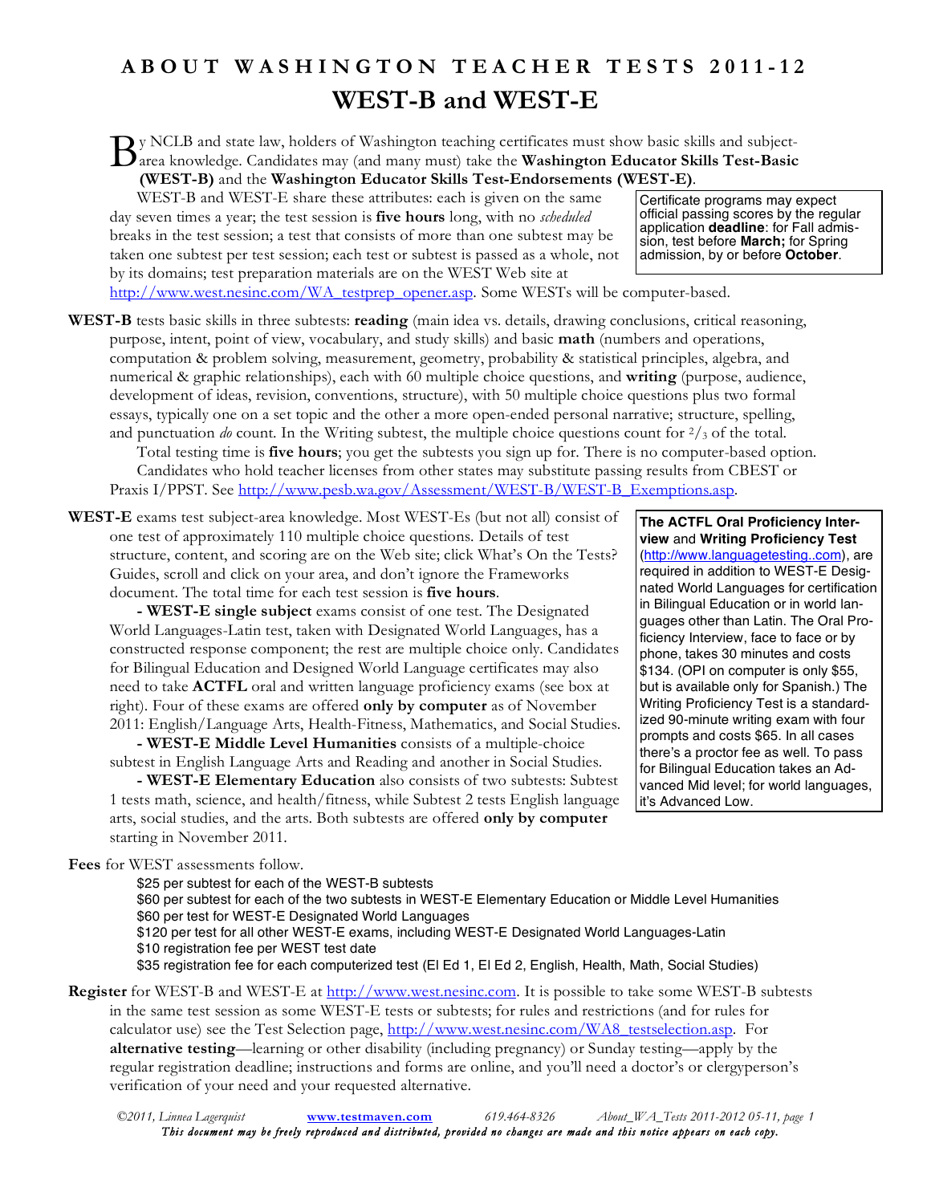# ABOUT WASHINGTON TEACHER TESTS 2011-12

## WEST-B and WEST-E

By NCLB and state law, holders of Washington teaching certificates must show basic skills and subject-area knowledge. Candidates may (and many must) take the **Washington Educator Skills Test-Basic (WEST-B)** and the **Washington Educator Skills Test-Endorsements (WEST-E)**.

WEST-B and WEST-E share these attributes: each is given on the same day seven times a year; the test session is **five hours** long, with no *scheduled* breaks in the test session; a test that consists of more than one subtest may be taken one subtest per test session; each test or subtest is passed as a whole, not by its domains; test preparation materials are on the WEST Web site at http://www.west.nesinc.com/WA_testprep_opener.asp. Some WESTs will be computer-based.

> Certificate programs may expect official passing scores by the regular application **deadline**: for Fall admission, test before **March;** for Spring admission, by or before **October**.

**WEST-B** tests basic skills in three subtests: **reading** (main idea vs. details, drawing conclusions, critical reasoning, purpose, intent, point of view, vocabulary, and study skills) and basic **math** (numbers and operations, computation & problem solving, measurement, geometry, probability & statistical principles, algebra, and numerical & graphic relationships), each with 60 multiple choice questions, and **writing** (purpose, audience, development of ideas, revision, conventions, structure), with 50 multiple choice questions plus two formal essays, typically one on a set topic and the other a more open-ended personal narrative; structure, spelling, and punctuation *do* count. In the Writing subtest, the multiple choice questions count for $^2/_3$ of the total.

Total testing time is **five hours**; you get the subtests you sign up for. There is no computer-based option.

Candidates who hold teacher licenses from other states may substitute passing results from CBEST or Praxis I/PPST. See http://www.pesb.wa.gov/Assessment/WEST-B/WEST-B_Exemptions.asp.

**WEST-E** exams test subject-area knowledge. Most WEST-Es (but not all) consist of one test of approximately 110 multiple choice questions. Details of test structure, content, and scoring are on the Web site; click What's On the Tests? Guides, scroll and click on your area, and don't ignore the Frameworks document. The total time for each test session is **five hours**.

**- WEST-E single subject** exams consist of one test. The Designated World Languages-Latin test, taken with Designated World Languages, has a constructed response component; the rest are multiple choice only. Candidates for Bilingual Education and Designed World Language certificates may also need to take **ACTFL** oral and written language proficiency exams (see box at right). Four of these exams are offered **only by computer** as of November 2011: English/Language Arts, Health-Fitness, Mathematics, and Social Studies.

**- WEST-E Middle Level Humanities** consists of a multiple-choice subtest in English Language Arts and Reading and another in Social Studies.

**- WEST-E Elementary Education** also consists of two subtests: Subtest 1 tests math, science, and health/fitness, while Subtest 2 tests English language arts, social studies, and the arts. Both subtests are offered **only by computer** starting in November 2011.

> **The ACTFL Oral Proficiency Interview** and **Writing Proficiency Test** (http://www.languagetesting..com), are required in addition to WEST-E Designated World Languages for certification in Bilingual Education or in world languages other than Latin. The Oral Proficiency Interview, face to face or by phone, takes 30 minutes and costs $134. (OPI on computer is only $55, but is available only for Spanish.) The Writing Proficiency Test is a standardized 90-minute writing exam with four prompts and costs $65. In all cases there's a proctor fee as well. To pass for Bilingual Education takes an Advanced Mid level; for world languages, it's Advanced Low.

**Fees** for WEST assessments follow.

- $25 per subtest for each of the WEST-B subtests
- $60 per subtest for each of the two subtests in WEST-E Elementary Education or Middle Level Humanities
- $60 per test for WEST-E Designated World Languages
- $120 per test for all other WEST-E exams, including WEST-E Designated World Languages-Latin
- $10 registration fee per WEST test date
- $35 registration fee for each computerized test (El Ed 1, El Ed 2, English, Health, Math, Social Studies)

**Register** for WEST-B and WEST-E at http://www.west.nesinc.com. It is possible to take some WEST-B subtests in the same test session as some WEST-E tests or subtests; for rules and restrictions (and for rules for calculator use) see the Test Selection page, http://www.west.nesinc.com/WA8_testselection.asp. For **alternative testing**—learning or other disability (including pregnancy) or Sunday testing—apply by the regular registration deadline; instructions and forms are online, and you'll need a doctor's or clergyperson's verification of your need and your requested alternative.

*©2011, Linnea Lagerquist* www.testmaven.com *619.464-8326* *About_WA_Tests 2011-2012 05-11*

*This document may be freely reproduced and distributed, provided no changes are made and this notice appears on each copy.*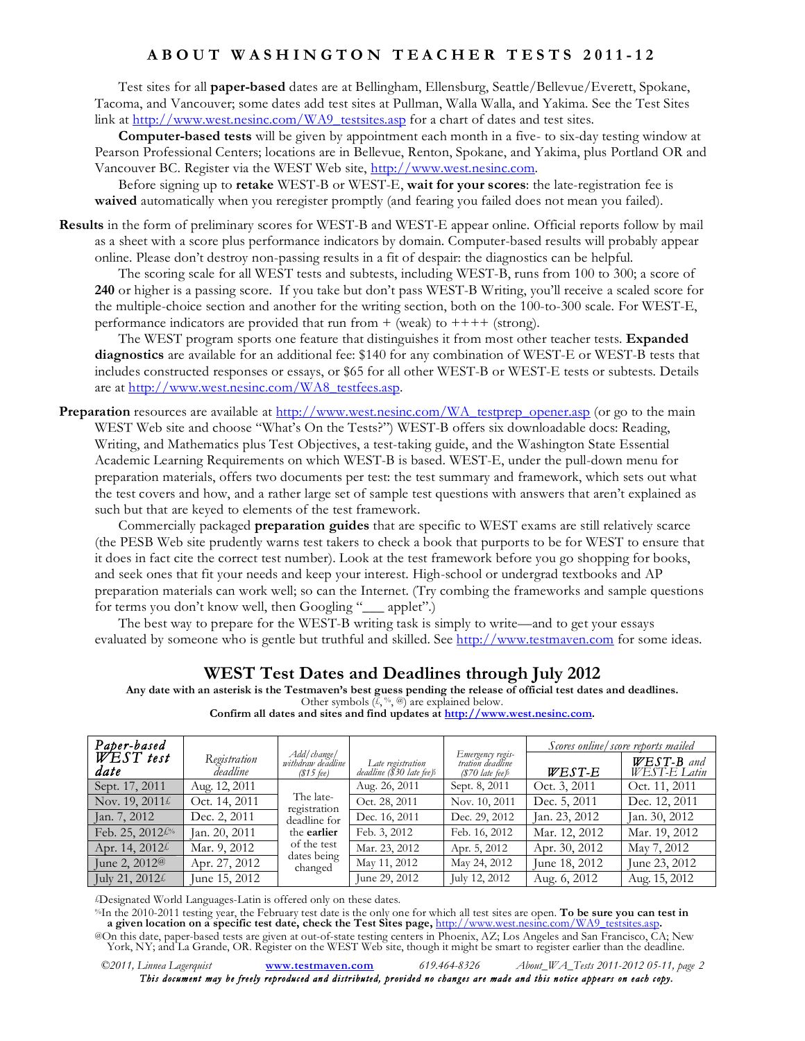## ABOUT WASHINGTON TEACHER TESTS 2011-12

Test sites for all **paper-based** dates are at Bellingham, Ellensburg, Seattle/Bellevue/Everett, Spokane, Tacoma, and Vancouver; some dates add test sites at Pullman, Walla Walla, and Yakima. See the Test Sites link at http://www.west.nesinc.com/WA9_testsites.asp for a chart of dates and test sites.

**Computer-based tests** will be given by appointment each month in a five- to six-day testing window at Pearson Professional Centers; locations are in Bellevue, Renton, Spokane, and Yakima, plus Portland OR and Vancouver BC. Register via the WEST Web site, http://www.west.nesinc.com.

Before signing up to **retake** WEST-B or WEST-E, **wait for your scores**: the late-registration fee is **waived** automatically when you reregister promptly (and fearing you failed does not mean you failed).

**Results** in the form of preliminary scores for WEST-B and WEST-E appear online. Official reports follow by mail as a sheet with a score plus performance indicators by domain. Computer-based results will probably appear online. Please don't destroy non-passing results in a fit of despair: the diagnostics can be helpful.

The scoring scale for all WEST tests and subtests, including WEST-B, runs from 100 to 300; a score of **240** or higher is a passing score. If you take but don't pass WEST-B Writing, you'll receive a scaled score for the multiple-choice section and another for the writing section, both on the 100-to-300 scale. For WEST-E, performance indicators are provided that run from + (weak) to ++++ (strong).

The WEST program sports one feature that distinguishes it from most other teacher tests. **Expanded diagnostics** are available for an additional fee: $140 for any combination of WEST-E or WEST-B tests that includes constructed responses or essays, or $65 for all other WEST-B or WEST-E tests or subtests. Details are at http://www.west.nesinc.com/WA8_testfees.asp.

**Preparation** resources are available at http://www.west.nesinc.com/WA_testprep_opener.asp (or go to the main WEST Web site and choose "What's On the Tests?") WEST-B offers six downloadable docs: Reading, Writing, and Mathematics plus Test Objectives, a test-taking guide, and the Washington State Essential Academic Learning Requirements on which WEST-B is based. WEST-E, under the pull-down menu for preparation materials, offers two documents per test: the test summary and framework, which sets out what the test covers and how, and a rather large set of sample test questions with answers that aren't explained as such but that are keyed to elements of the test framework.

Commercially packaged **preparation guides** that are specific to WEST exams are still relatively scarce (the PESB Web site prudently warns test takers to check a book that purports to be for WEST to ensure that it does in fact cite the correct test number). Look at the test framework before you go shopping for books, and seek ones that fit your needs and keep your interest. High-school or undergrad textbooks and AP preparation materials can work well; so can the Internet. (Try combing the frameworks and sample questions for terms you don't know well, then Googling "___ applet".)

The best way to prepare for the WEST-B writing task is simply to write—and to get your essays evaluated by someone who is gentle but truthful and skilled. See http://www.testmaven.com for some ideas.

## WEST Test Dates and Deadlines through July 2012

**Any date with an asterisk is the Testmaven's best guess pending the release of official test dates and deadlines.**
Other symbols (£, %, @) are explained below.
**Confirm all dates and sites and find updates at http://www.west.nesinc.com.**

| *Paper-based WEST test date* | *Registration deadline* | *Add/change/withdraw deadline ($15 fee)* | *Late registration deadline ($30 late fee)* | *Emergency registration deadline ($70 late fee)* | *Scores online/score reports mailed* | |
|---|---|---|---|---|---|---|
| | | | | | *WEST-E* | *WEST-B and WEST-E Latin* |
| Sept. 17, 2011 | Aug. 12, 2011 | The late-registration deadline for the **earlier** of the test dates being changed | Aug. 26, 2011 | Sept. 8, 2011 | Oct. 3, 2011 | Oct. 11, 2011 |
| Nov. 19, 2011£ | Oct. 14, 2011 | | Oct. 28, 2011 | Nov. 10, 2011 | Dec. 5, 2011 | Dec. 12, 2011 |
| Jan. 7, 2012 | Dec. 2, 2011 | | Dec. 16, 2011 | Dec. 29, 2012 | Jan. 23, 2012 | Jan. 30, 2012 |
| Feb. 25, 2012£% | Jan. 20, 2011 | | Feb. 3, 2012 | Feb. 16, 2012 | Mar. 12, 2012 | Mar. 19, 2012 |
| Apr. 14, 2012£ | Mar. 9, 2012 | | Mar. 23, 2012 | Apr. 5, 2012 | Apr. 30, 2012 | May 7, 2012 |
| June 2, 2012@ | Apr. 27, 2012 | | May 11, 2012 | May 24, 2012 | June 18, 2012 | June 23, 2012 |
| July 21, 2012£ | June 15, 2012 | | June 29, 2012 | July 12, 2012 | Aug. 6, 2012 | Aug. 15, 2012 |

£Designated World Languages-Latin is offered only on these dates.

%In the 2010-2011 testing year, the February test date is the only one for which all test sites are open. **To be sure you can test in a given location on a specific test date, check the Test Sites page,** http://www.west.nesinc.com/WA9_testsites.asp.

@On this date, paper-based tests are given at out-of-state testing centers in Phoenix, AZ; Los Angeles and San Francisco, CA; New York, NY; and La Grande, OR. Register on the WEST Web site, though it might be smart to register earlier than the deadline.

*©2011, Linnea Lagerquist* www.testmaven.com 619.464-8326 *About_WA_Tests 2011-2012 05-11*

*This document may be freely reproduced and distributed, provided no changes are made and this notice appears on each copy.*